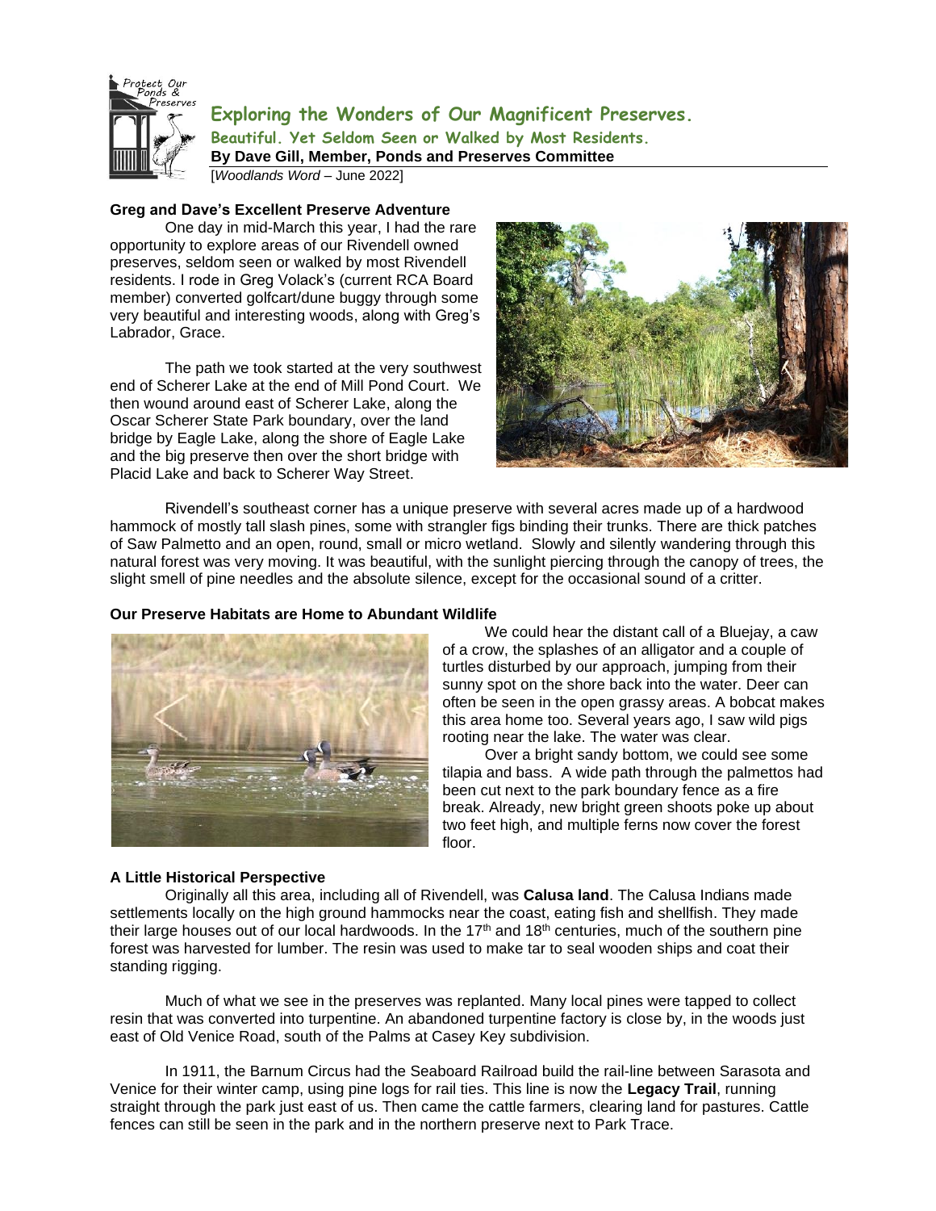# Exploring the Wonders of Our Magnificent Preserves.

### Beautiful. Yet Seldom Seen or Walked by Most Residents.

**By Dave Gill, Member, Ponds and Preserves Committee**

[*Woodlands Word* – June 2022]

### Greg and Dave's Excellent Preserve Adventure

One day in mid-March this year, I had the rare opportunity to explore areas of our Rivendell owned preserves, seldom seen or walked by most Rivendell residents. I rode in Greg Volack's (current RCA Board member) converted golfcart/dune buggy through some very beautiful and interesting woods, along with Greg's Labrador, Grace.

The path we took started at the very southwest end of Scherer Lake at the end of Mill Pond Court. We then wound around east of Scherer Lake, along the Oscar Scherer State Park boundary, over the land bridge by Eagle Lake, along the shore of Eagle Lake and the big preserve then over the short bridge with Placid Lake and back to Scherer Way Street.

Rivendell's southeast corner has a unique preserve with several acres made up of a hardwood hammock of mostly tall slash pines, some with strangler figs binding their trunks. There are thick patches of Saw Palmetto and an open, round, small or micro wetland. Slowly and silently wandering through this natural forest was very moving. It was beautiful, with the sunlight piercing through the canopy of trees, the slight smell of pine needles and the absolute silence, except for the occasional sound of a critter.

### Our Preserve Habitats are Home to Abundant Wildlife

We could hear the distant call of a Bluejay, a caw of a crow, the splashes of an alligator and a couple of turtles disturbed by our approach, jumping from their sunny spot on the shore back into the water. Deer can often be seen in the open grassy areas. A bobcat makes this area home too. Several years ago, I saw wild pigs rooting near the lake. The water was clear.

Over a bright sandy bottom, we could see some tilapia and bass. A wide path through the palmettos had been cut next to the park boundary fence as a fire break. Already, new bright green shoots poke up about two feet high, and multiple ferns now cover the forest floor.

### A Little Historical Perspective

Originally all this area, including all of Rivendell, was **Calusa land**. The Calusa Indians made settlements locally on the high ground hammocks near the coast, eating fish and shellfish. They made their large houses out of our local hardwoods. In the 17th and 18th centuries, much of the southern pine forest was harvested for lumber. The resin was used to make tar to seal wooden ships and coat their standing rigging.

Much of what we see in the preserves was replanted. Many local pines were tapped to collect resin that was converted into turpentine. An abandoned turpentine factory is close by, in the woods just east of Old Venice Road, south of the Palms at Casey Key subdivision.

In 1911, the Barnum Circus had the Seaboard Railroad build the rail-line between Sarasota and Venice for their winter camp, using pine logs for rail ties. This line is now the **Legacy Trail**, running straight through the park just east of us. Then came the cattle farmers, clearing land for pastures. Cattle fences can still be seen in the park and in the northern preserve next to Park Trace.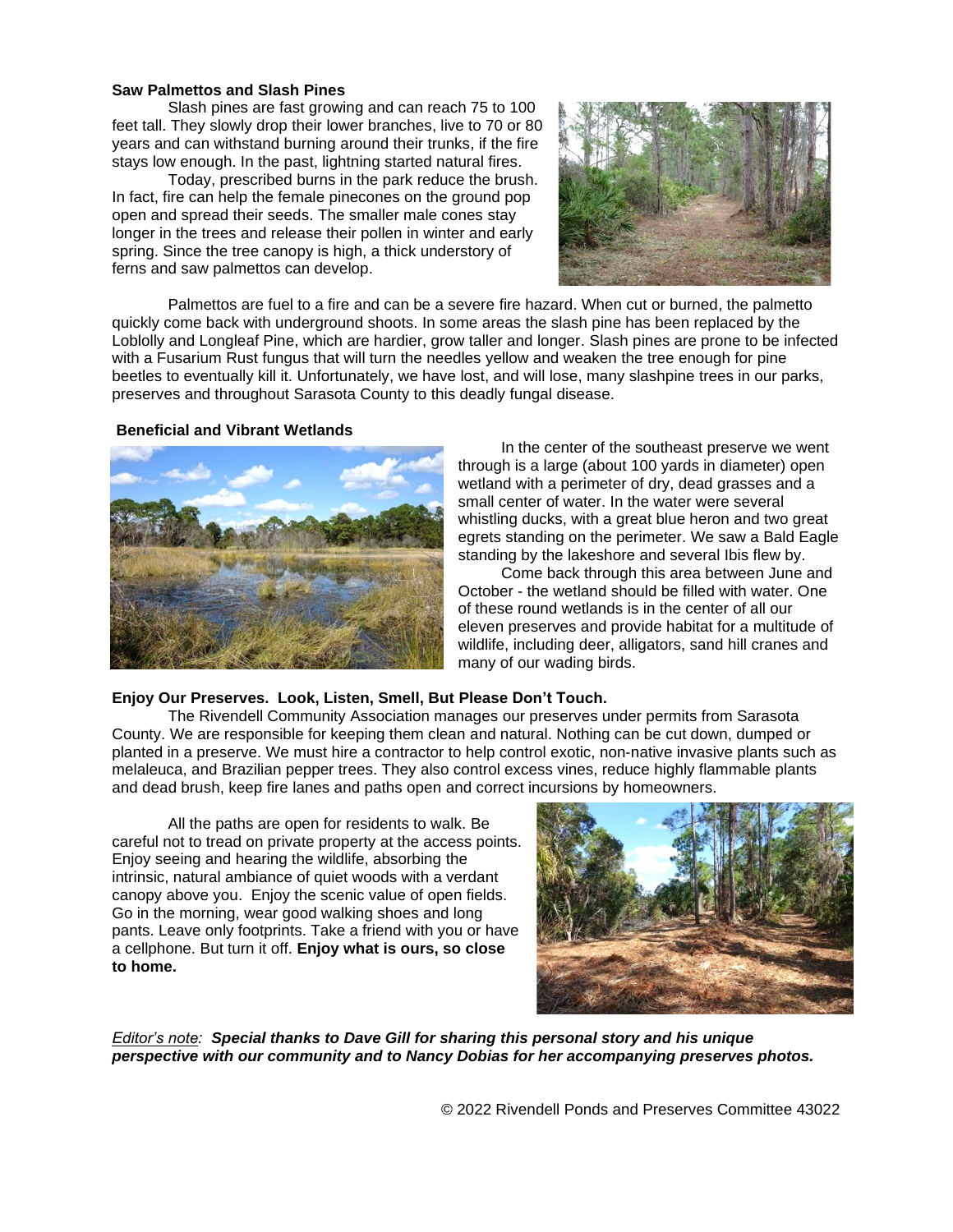### Saw Palmettos and Slash Pines

Slash pines are fast growing and can reach 75 to 100 feet tall. They slowly drop their lower branches, live to 70 or 80 years and can withstand burning around their trunks, if the fire stays low enough. In the past, lightning started natural fires.

Today, prescribed burns in the park reduce the brush. In fact, fire can help the female pinecones on the ground pop open and spread their seeds. The smaller male cones stay longer in the trees and release their pollen in winter and early spring. Since the tree canopy is high, a thick understory of ferns and saw palmettos can develop.

Palmettos are fuel to a fire and can be a severe fire hazard. When cut or burned, the palmetto quickly come back with underground shoots. In some areas the slash pine has been replaced by the Loblolly and Longleaf Pine, which are hardier, grow taller and longer. Slash pines are prone to be infected with a Fusarium Rust fungus that will turn the needles yellow and weaken the tree enough for pine beetles to eventually kill it. Unfortunately, we have lost, and will lose, many slashpine trees in our parks, preserves and throughout Sarasota County to this deadly fungal disease.

### Beneficial and Vibrant Wetlands

In the center of the southeast preserve we went through is a large (about 100 yards in diameter) open wetland with a perimeter of dry, dead grasses and a small center of water. In the water were several whistling ducks, with a great blue heron and two great egrets standing on the perimeter. We saw a Bald Eagle standing by the lakeshore and several Ibis flew by.

Come back through this area between June and October - the wetland should be filled with water. One of these round wetlands is in the center of all our eleven preserves and provide habitat for a multitude of wildlife, including deer, alligators, sand hill cranes and many of our wading birds.

### Enjoy Our Preserves. Look, Listen, Smell, But Please Don't Touch.

The Rivendell Community Association manages our preserves under permits from Sarasota County. We are responsible for keeping them clean and natural. Nothing can be cut down, dumped or planted in a preserve. We must hire a contractor to help control exotic, non-native invasive plants such as melaleuca, and Brazilian pepper trees. They also control excess vines, reduce highly flammable plants and dead brush, keep fire lanes and paths open and correct incursions by homeowners.

All the paths are open for residents to walk. Be careful not to tread on private property at the access points. Enjoy seeing and hearing the wildlife, absorbing the intrinsic, natural ambiance of quiet woods with a verdant canopy above you. Enjoy the scenic value of open fields. Go in the morning, wear good walking shoes and long pants. Leave only footprints. Take a friend with you or have a cellphone. But turn it off. **Enjoy what is ours, so close to home.**

*Editor's note*: ***Special thanks to Dave Gill for sharing this personal story and his unique perspective with our community and to Nancy Dobias for her accompanying preserves photos.***

© 2022 Rivendell Ponds and Preserves Committee 43022